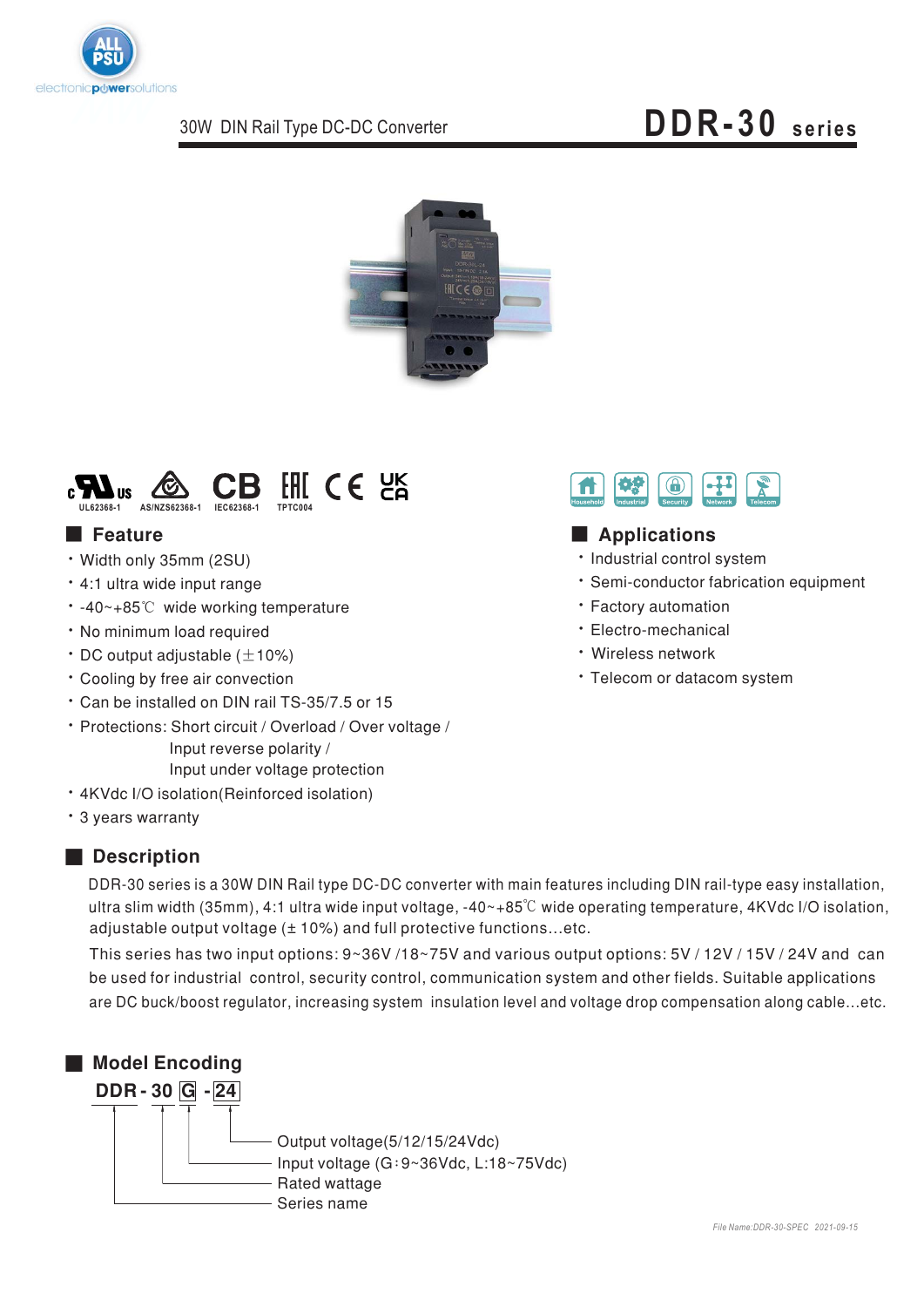30W DIN Rail Type DC-DC Converter

# DDR-30 series

UL62368-1 AS/NZS62368-1 IEC62368-1 TPTC004

Household Industrial Security Network Telecom

## Feature

- Width only 35mm (2SU)
- 4:1 ultra wide input range
- -40~+85℃ wide working temperature
- No minimum load required
- DC output adjustable (±10%)
- Cooling by free air convection
- Can be installed on DIN rail TS-35/7.5 or 15
- Protections: Short circuit / Overload / Over voltage / Input reverse polarity / Input under voltage protection
- 4KVdc I/O isolation(Reinforced isolation)
- 3 years warranty

## Applications

- Industrial control system
- Semi-conductor fabrication equipment
- Factory automation
- Electro-mechanical
- Wireless network
- Telecom or datacom system

## Description

DDR-30 series is a 30W DIN Rail type DC-DC converter with main features including DIN rail-type easy installation, ultra slim width (35mm), 4:1 ultra wide input voltage, -40~+85℃ wide operating temperature, 4KVdc I/O isolation, adjustable output voltage (± 10%) and full protective functions...etc.

This series has two input options: 9~36V /18~75V and various output options: 5V / 12V / 15V / 24V and can be used for industrial control, security control, communication system and other fields. Suitable applications are DC buck/boost regulator, increasing system insulation level and voltage drop compensation along cable...etc.

## Model Encoding

**DDR - 30 G - 24**

- 24: Output voltage(5/12/15/24Vdc)
- G: Input voltage (G：9~36Vdc, L:18~75Vdc)
- 30: Rated wattage
- DDR: Series name

*File Name:DDR-30-SPEC 2021-09-15*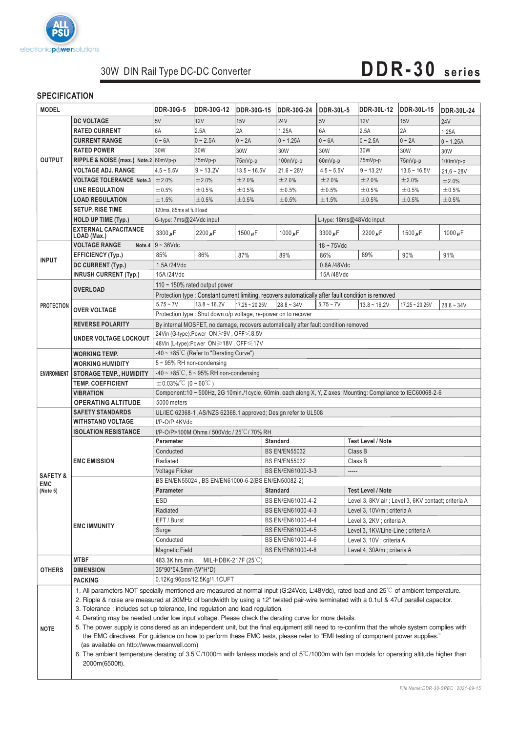30W DIN Rail Type DC-DC Converter

# DDR-30 series

## SPECIFICATION

| MODEL | | DDR-30G-5 | DDR-30G-12 | DDR-30G-15 | DDR-30G-24 | DDR-30L-5 | DDR-30L-12 | DDR-30L-15 | DDR-30L-24 |
|---|---|---|---|---|---|---|---|---|---|
| OUTPUT | DC VOLTAGE | 5V | 12V | 15V | 24V | 5V | 12V | 15V | 24V |
| | RATED CURRENT | 6A | 2.5A | 2A | 1.25A | 6A | 2.5A | 2A | 1.25A |
| | CURRENT RANGE | 0 ~ 6A | 0 ~ 2.5A | 0 ~ 2A | 0 ~ 1.25A | 0 ~ 6A | 0 ~ 2.5A | 0 ~ 2A | 0 ~ 1.25A |
| | RATED POWER | 30W | 30W | 30W | 30W | 30W | 30W | 30W | 30W |
| | RIPPLE & NOISE (max.) Note.2 | 60mVp-p | 75mVp-p | 75mVp-p | 100mVp-p | 60mVp-p | 75mVp-p | 75mVp-p | 100mVp-p |
| | VOLTAGE ADJ. RANGE | 4.5 ~ 5.5V | 9 ~ 13.2V | 13.5 ~ 16.5V | 21.6 ~ 28V | 4.5 ~ 5.5V | 9 ~ 13.2V | 13.5 ~ 16.5V | 21.6 ~ 28V |
| | VOLTAGE TOLERANCE Note.3 | ±2.0% | ±2.0% | ±2.0% | ±2.0% | ±2.0% | ±2.0% | ±2.0% | ±2.0% |
| | LINE REGULATION | ±0.5% | ±0.5% | ±0.5% | ±0.5% | ±0.5% | ±0.5% | ±0.5% | ±0.5% |
| | LOAD REGULATION | ±1.5% | ±0.5% | ±0.5% | ±0.5% | ±1.5% | ±0.5% | ±0.5% | ±0.5% |
| | SETUP, RISE TIME | 120ms, 85ms at full load | | | | | | | |
| | HOLD UP TIME (Typ.) | G-type: 7ms@24Vdc input | | | | L-type: 18ms@48Vdc input | | | |
| | EXTERNAL CAPACITANCE LOAD (Max.) | 3300μF | 2200μF | 1500μF | 1000μF | 3300μF | 2200μF | 1500μF | 1000μF |
| INPUT | VOLTAGE RANGE Note.4 | 9 ~ 36Vdc | | | | 18 ~ 75Vdc | | | |
| | EFFICIENCY (Typ.) | 85% | 86% | 87% | 89% | 86% | 89% | 90% | 91% |
| | DC CURRENT (Typ.) | 1.5A /24Vdc | | | | 0.8A /48Vdc | | | |
| | INRUSH CURRENT (Typ.) | 15A /24Vdc | | | | 15A /48Vdc | | | |
| PROTECTION | OVERLOAD | 110 ~ 150% rated output power | | | | | | | |
| | | Protection type : Constant current limiting, recovers automatically after fault condition is removed | | | | | | | |
| | OVER VOLTAGE | 5.75 ~ 7V | 13.8 ~ 16.2V | 17.25 ~ 20.25V | 28.8 ~ 34V | 5.75 ~ 7V | 13.8 ~ 16.2V | 17.25 ~ 20.25V | 28.8 ~ 34V |
| | | Protection type : Shut down o/p voltage, re-power on to recover | | | | | | | |
| | REVERSE POLARITY | By internal MOSFET, no damage, recovers automatically after fault condition removed | | | | | | | |
| | UNDER VOLTAGE LOCKOUT | 24Vin (G-type):Power ON≥9V , OFF≤8.5V | | | | | | | |
| | | 48Vin (L-type):Power ON≥18V , OFF≤17V | | | | | | | |
| ENVIRONMENT | WORKING TEMP. | -40 ~ +85℃ (Refer to "Derating Curve") | | | | | | | |
| | WORKING HUMIDITY | 5 ~ 95% RH non-condensing | | | | | | | |
| | STORAGE TEMP., HUMIDITY | -40 ~ +85℃, 5 ~ 95% RH non-condensing | | | | | | | |
| | TEMP. COEFFICIENT | ±0.03%/℃ (0 ~ 60℃) | | | | | | | |
| | VIBRATION | Component:10 ~ 500Hz, 2G 10min./1cycle, 60min. each along X, Y, Z axes; Mounting: Compliance to IEC60068-2-6 | | | | | | | |
| | OPERATING ALTITUDE | 5000 meters | | | | | | | |
| SAFETY & EMC (Note 5) | SAFETY STANDARDS | UL/IEC 62368-1 ,AS/NZS 62368.1 approved; Design refer to UL508 | | | | | | | |
| | WITHSTAND VOLTAGE | I/P-O/P:4KVdc | | | | | | | |
| | ISOLATION RESISTANCE | I/P-O/P>100M Ohms / 500Vdc / 25℃/ 70% RH | | | | | | | |
| | EMC EMISSION | Parameter | | | Standard | | Test Level / Note | | |
| | | Conducted | | | BS EN/EN55032 | | Class B | | |
| | | Radiated | | | BS EN/EN55032 | | Class B | | |
| | | Voltage Flicker | | | BS EN/EN61000-3-3 | | ----- | | |
| | EMC IMMUNITY | BS EN/EN55024 , BS EN/EN61000-6-2(BS EN/EN50082-2) | | | | | | | |
| | | Parameter | | | Standard | | Test Level / Note | | |
| | | ESD | | | BS EN/EN61000-4-2 | | Level 3, 8KV air ; Level 3, 6KV contact; criteria A | | |
| | | Radiated | | | BS EN/EN61000-4-3 | | Level 3, 10V/m ; criteria A | | |
| | | EFT / Burst | | | BS EN/EN61000-4-4 | | Level 3, 2KV ; criteria A | | |
| | | Surge | | | BS EN/EN61000-4-5 | | Level 3, 1KV/Line-Line ; criteria A | | |
| | | Conducted | | | BS EN/EN61000-4-6 | | Level 3, 10V ; criteria A | | |
| | | Magnetic Field | | | BS EN/EN61000-4-8 | | Level 4, 30A/m ; criteria A | | |
| OTHERS | MTBF | 483.3K hrs min. MIL-HDBK-217F (25℃) | | | | | | | |
| | DIMENSION | 35*90*54.5mm (W*H*D) | | | | | | | |
| | PACKING | 0.12Kg;96pcs/12.5Kg/1.1CUFT | | | | | | | |

**NOTE**

1. All parameters NOT specially mentioned are measured at normal input (G:24Vdc, L:48Vdc), rated load and 25℃ of ambient temperature.
2. Ripple & noise are measured at 20MHz of bandwidth by using a 12" twisted pair-wire terminated with a 0.1uf & 47uf parallel capacitor.
3. Tolerance : includes set up tolerance, line regulation and load regulation.
4. Derating may be needed under low input voltage. Please check the derating curve for more details.
5. The power supply is considered as an independent unit, but the final equipment still need to re-confirm that the whole system complies with the EMC directives. For guidance on how to perform these EMC tests, please refer to "EMI testing of component power supplies." (as available on http://www.meanwell.com)
6. The ambient temperature derating of 3.5℃/1000m with fanless models and of 5℃/1000m with fan models for operating altitude higher than 2000m(6500ft).

File Name:DDR-30-SPEC 2021-09-15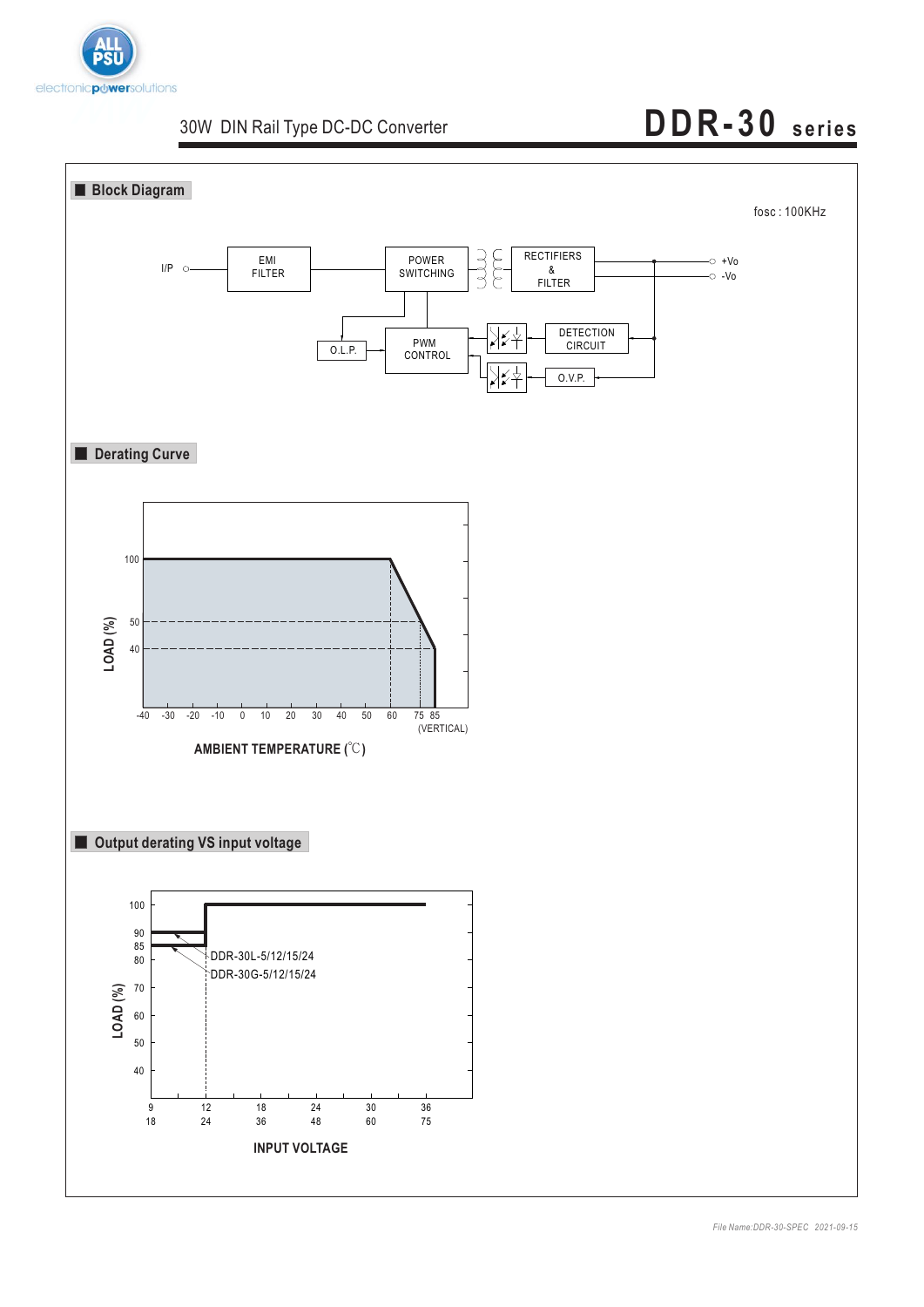30W DIN Rail Type DC-DC Converter

# DDR-30 series

## Block Diagram

fosc : 100KHz

I/P — EMI FILTER — POWER SWITCHING — RECTIFIERS & FILTER — +Vo / -Vo

O.L.P. — PWM CONTROL — DETECTION CIRCUIT — O.V.P.

## Derating Curve

LOAD (%): 100, 50, 40

AMBIENT TEMPERATURE (℃): -40, -30, -20, -10, 0, 10, 20, 30, 40, 50, 60, 75, 85 (VERTICAL)

## Output derating VS input voltage

LOAD (%): 100, 90, 85, 80, 70, 60, 50, 40

DDR-30L-5/12/15/24

DDR-30G-5/12/15/24

INPUT VOLTAGE: 9, 12, 18, 24, 30, 36 / 18, 24, 36, 48, 60, 75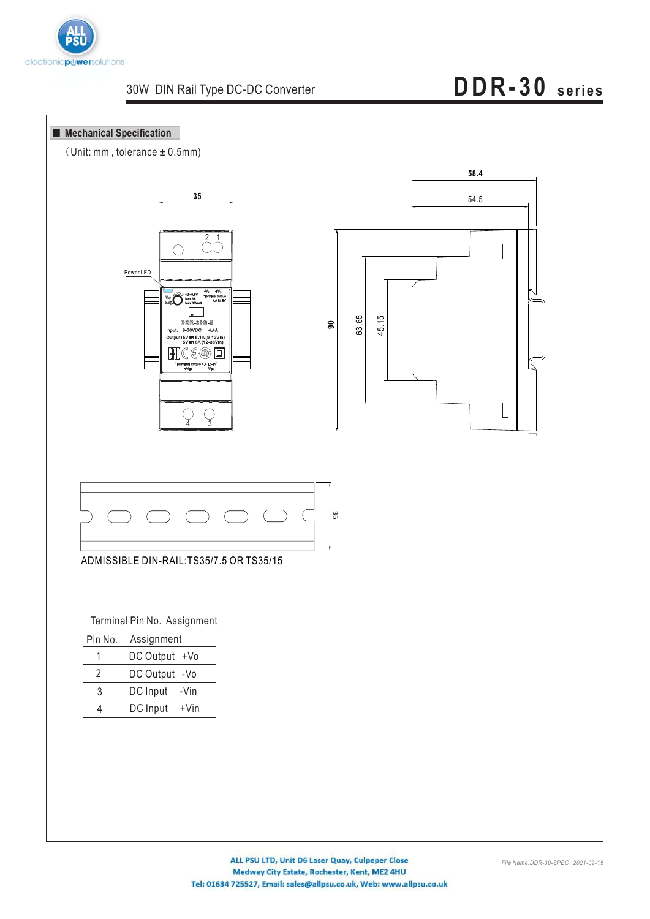30W DIN Rail Type DC-DC Converter

# DDR-30 series

## Mechanical Specification

(Unit: mm , tolerance ± 0.5mm)

35

58.4

54.5

90

63.65

45.15

Power LED

35

ADMISSIBLE DIN-RAIL:TS35/7.5 OR TS35/15

Terminal Pin No. Assignment

| Pin No. | Assignment |
|---|---|
| 1 | DC Output +Vo |
| 2 | DC Output -Vo |
| 3 | DC Input -Vin |
| 4 | DC Input +Vin |

ALL PSU LTD, Unit D6 Laser Quay, Culpeper Close
Medway City Estate, Rochester, Kent, ME2 4HU
Tel: 01634 725527, Email: sales@allpsu.co.uk, Web: www.allpsu.co.uk

File Name:DDR-30-SPEC 2021-09-15